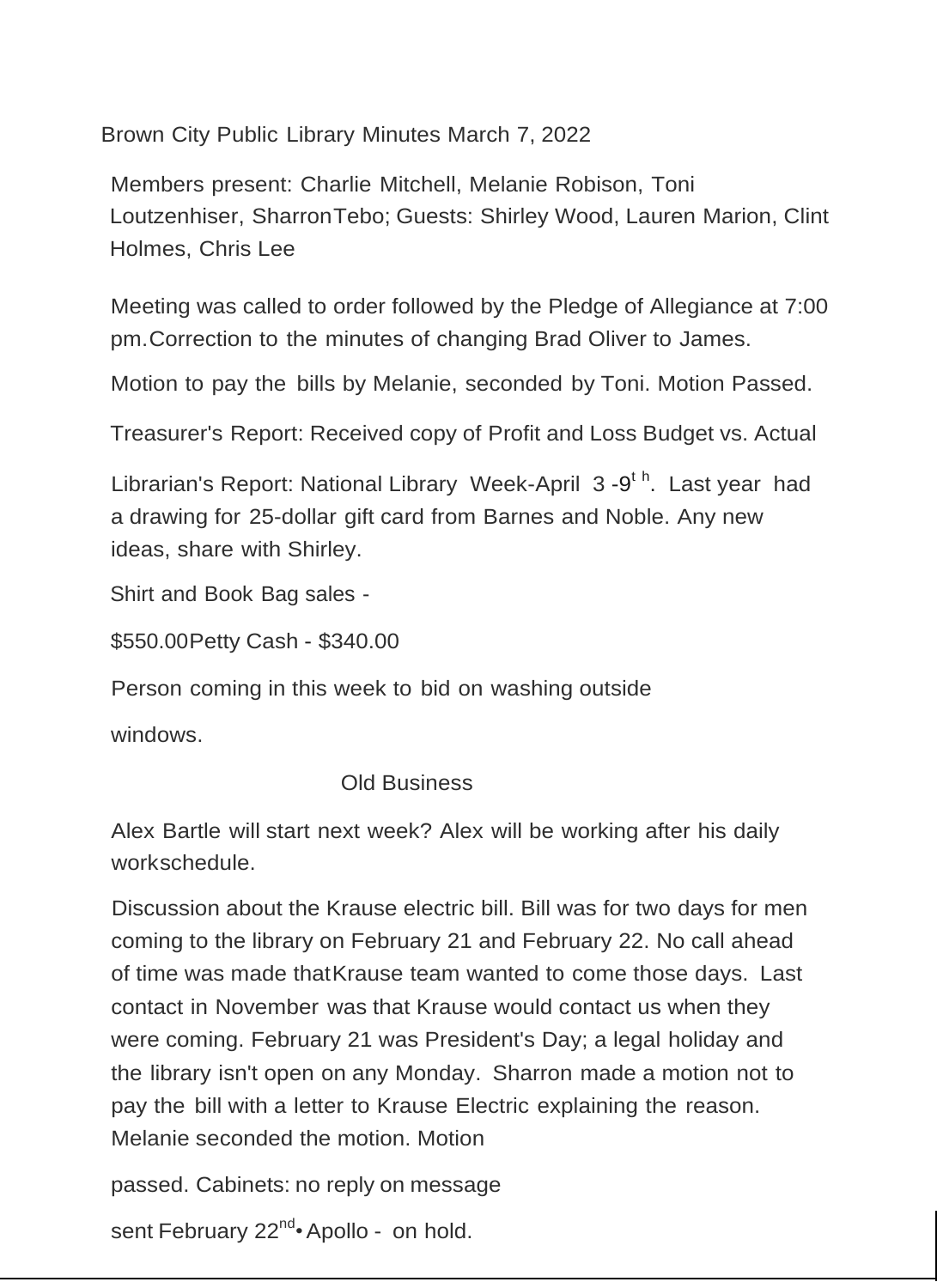Brown City Public Library Minutes March 7, 2022

Members present: Charlie Mitchell, Melanie Robison, Toni Loutzenhiser, SharronTebo; Guests: Shirley Wood, Lauren Marion, Clint Holmes, Chris Lee

Meeting was called to order followed by the Pledge of Allegiance at 7:00 pm.Correction to the minutes of changing Brad Oliver to James.

Motion to pay the bills by Melanie, seconded by Toni. Motion Passed.

Treasurer's Report: Received copy of Profit and Loss Budget vs. Actual

Librarian's Report: National Library Week-April 3 -9th. Last year had a drawing for 25-dollar gift card from Barnes and Noble. Any new ideas, share with Shirley.

Shirt and Book Bag sales -

$550.00Petty Cash - $340.00

Person coming in this week to bid on washing outside

windows.

Old Business

Alex Bartle will start next week? Alex will be working after his daily workschedule.

Discussion about the Krause electric bill. Bill was for two days for men coming to the library on February 21 and February 22. No call ahead of time was made thatKrause team wanted to come those days. Last contact in November was that Krause would contact us when they were coming. February 21 was President's Day; a legal holiday and the library isn't open on any Monday. Sharron made a motion not to pay the bill with a letter to Krause Electric explaining the reason. Melanie seconded the motion. Motion

passed. Cabinets: no reply on message

sent February 22nd• Apollo - on hold.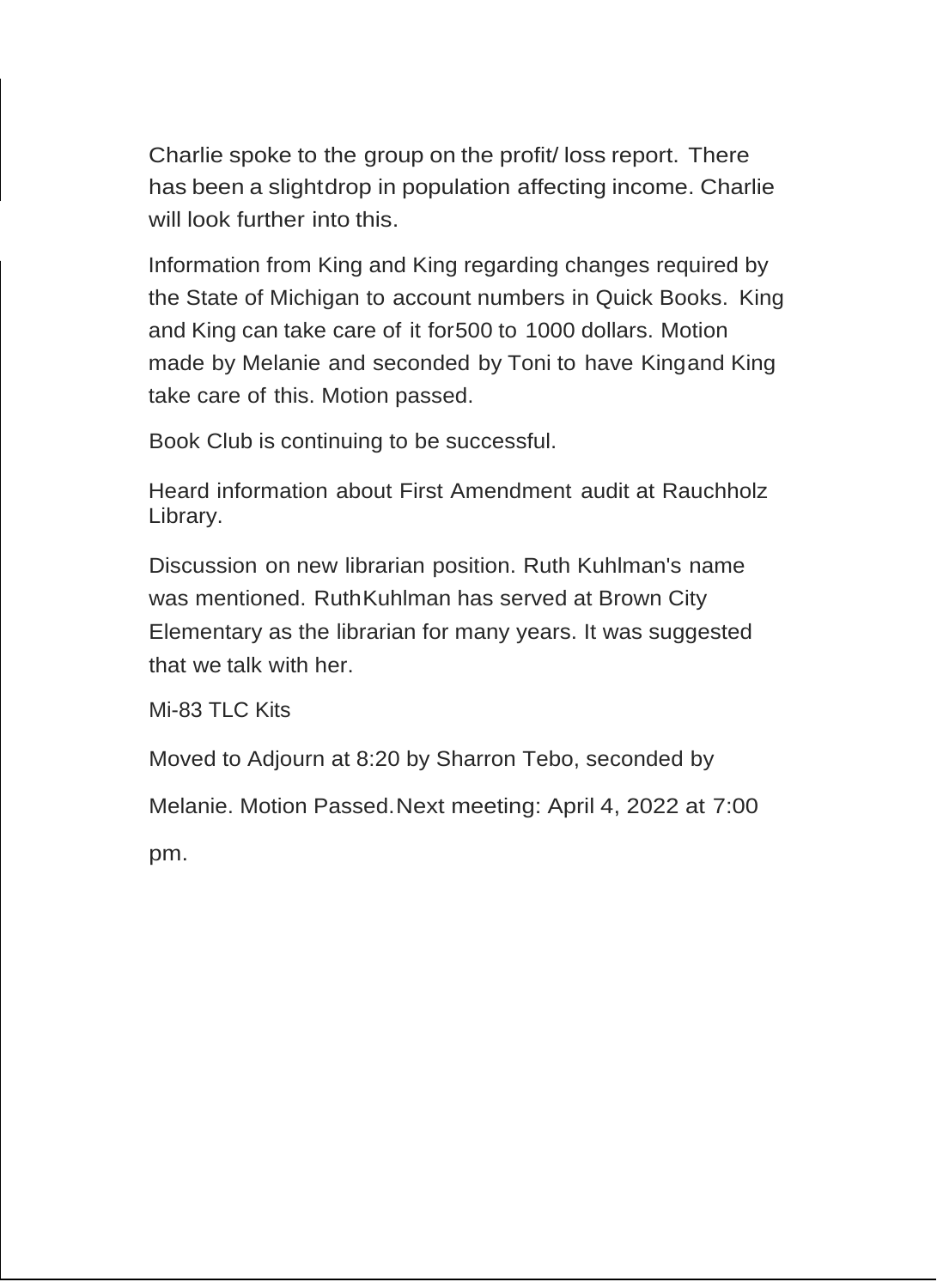Charlie spoke to the group on the profit/ loss report. There has been a slight drop in population affecting income. Charlie will look further into this.

Information from King and King regarding changes required by the State of Michigan to account numbers in Quick Books. King and King can take care of it for 500 to 1000 dollars. Motion made by Melanie and seconded by Toni to have King and King take care of this. Motion passed.

Book Club is continuing to be successful.

Heard information about First Amendment audit at Rauchholz Library.

Discussion on new librarian position. Ruth Kuhlman's name was mentioned. Ruth Kuhlman has served at Brown City Elementary as the librarian for many years. It was suggested that we talk with her.

Mi-83 TLC Kits

Moved to Adjourn at 8:20 by Sharron Tebo, seconded by Melanie. Motion Passed. Next meeting: April 4, 2022 at 7:00 pm.